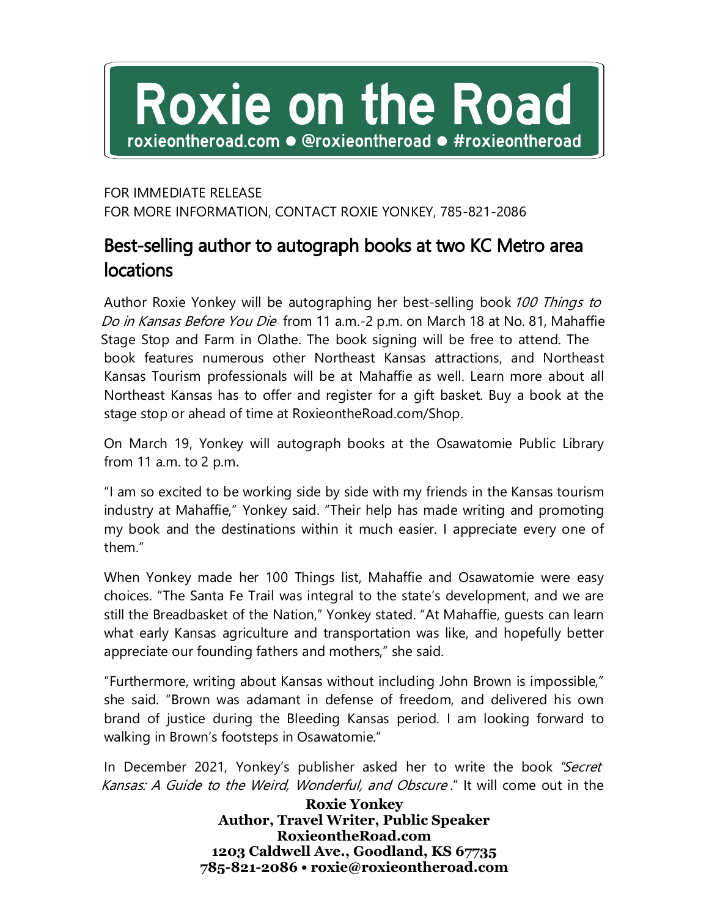# Roxie on the Road

roxieontheroad.com ● @roxieontheroad ● #roxieontheroad

FOR IMMEDIATE RELEASE
FOR MORE INFORMATION, CONTACT ROXIE YONKEY, 785-821-2086

## Best-selling author to autograph books at two KC Metro area locations

Author Roxie Yonkey will be autographing her best-selling book *100 Things to Do in Kansas Before You Die* from 11 a.m.-2 p.m. on March 18 at No. 81, Mahaffie Stage Stop and Farm in Olathe. The book signing will be free to attend. The book features numerous other Northeast Kansas attractions, and Northeast Kansas Tourism professionals will be at Mahaffie as well. Learn more about all Northeast Kansas has to offer and register for a gift basket. Buy a book at the stage stop or ahead of time at RoxieontheRoad.com/Shop.

On March 19, Yonkey will autograph books at the Osawatomie Public Library from 11 a.m. to 2 p.m.

"I am so excited to be working side by side with my friends in the Kansas tourism industry at Mahaffie," Yonkey said. "Their help has made writing and promoting my book and the destinations within it much easier. I appreciate every one of them."

When Yonkey made her 100 Things list, Mahaffie and Osawatomie were easy choices. "The Santa Fe Trail was integral to the state's development, and we are still the Breadbasket of the Nation," Yonkey stated. "At Mahaffie, guests can learn what early Kansas agriculture and transportation was like, and hopefully better appreciate our founding fathers and mothers," she said.

"Furthermore, writing about Kansas without including John Brown is impossible," she said. "Brown was adamant in defense of freedom, and delivered his own brand of justice during the Bleeding Kansas period. I am looking forward to walking in Brown's footsteps in Osawatomie."

In December 2021, Yonkey's publisher asked her to write the book "*Secret Kansas: A Guide to the Weird, Wonderful, and Obscure*." It will come out in the

**Roxie Yonkey**
**Author, Travel Writer, Public Speaker**
**RoxieontheRoad.com**
**1203 Caldwell Ave., Goodland, KS 67735**
**785-821-2086 • roxie@roxieontheroad.com**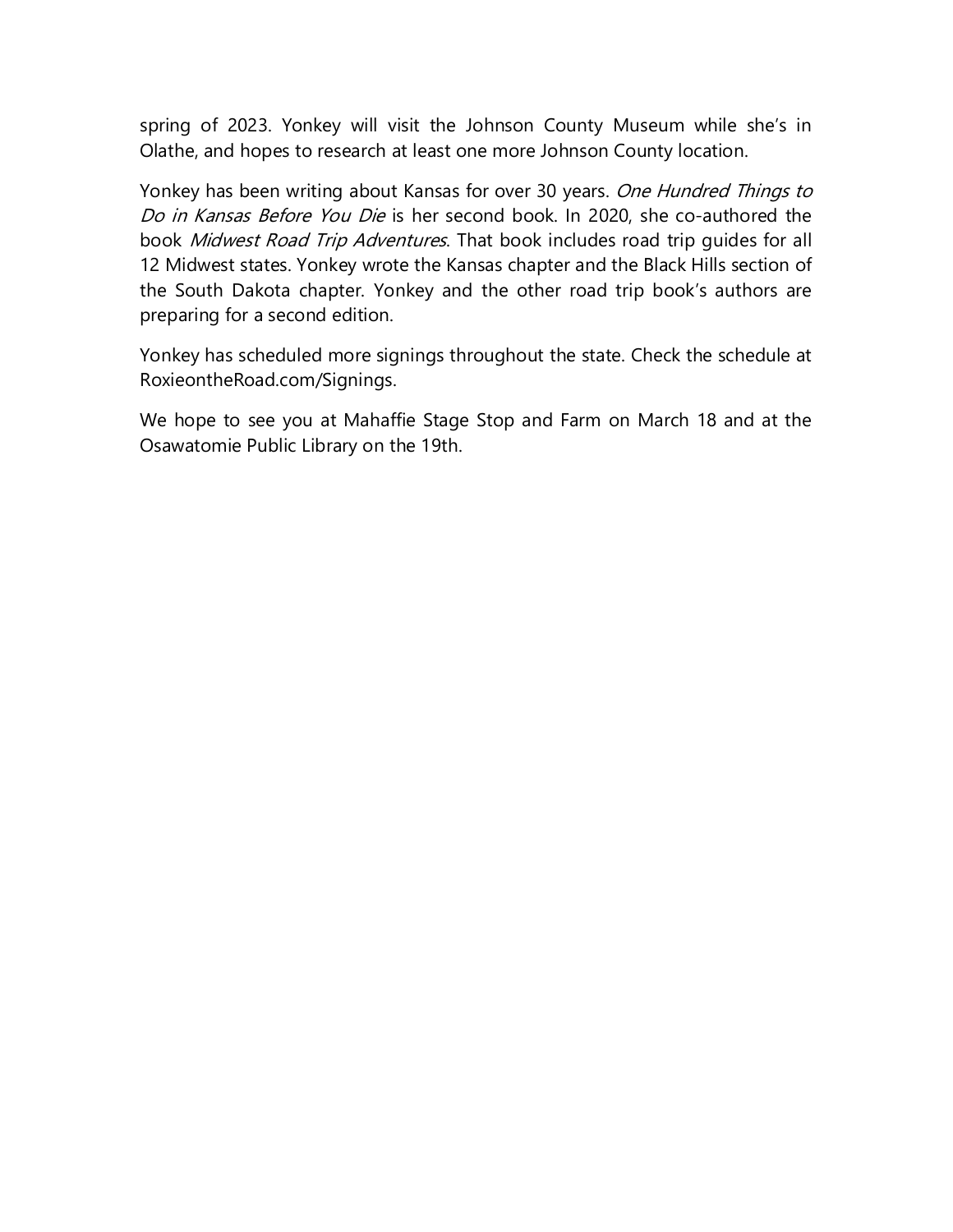spring of 2023. Yonkey will visit the Johnson County Museum while she's in Olathe, and hopes to research at least one more Johnson County location.

Yonkey has been writing about Kansas for over 30 years. *One Hundred Things to Do in Kansas Before You Die* is her second book. In 2020, she co-authored the book *Midwest Road Trip Adventures*. That book includes road trip guides for all 12 Midwest states. Yonkey wrote the Kansas chapter and the Black Hills section of the South Dakota chapter. Yonkey and the other road trip book's authors are preparing for a second edition.

Yonkey has scheduled more signings throughout the state. Check the schedule at RoxieontheRoad.com/Signings.

We hope to see you at Mahaffie Stage Stop and Farm on March 18 and at the Osawatomie Public Library on the 19th.